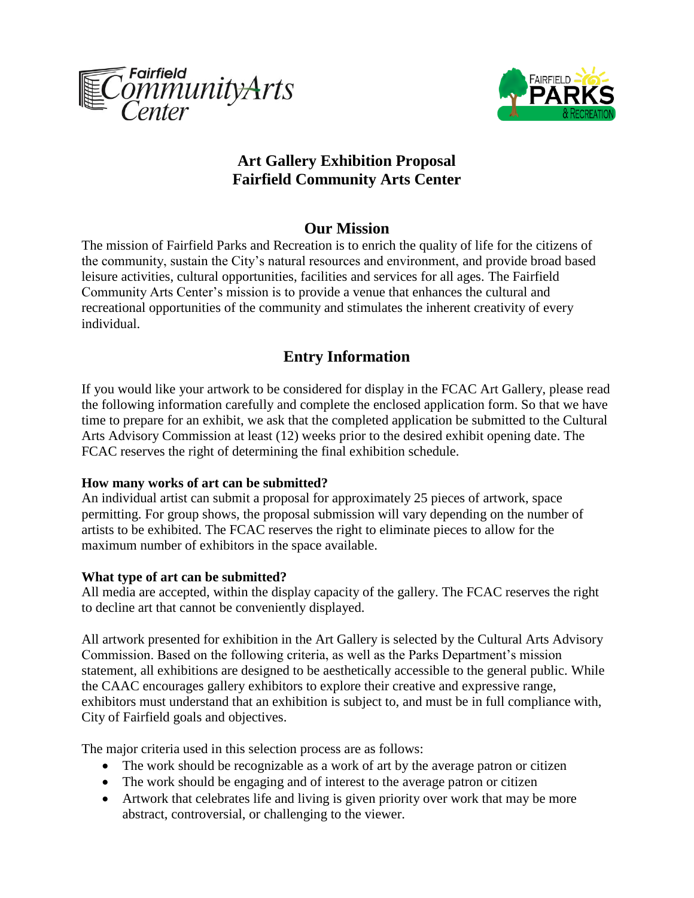# Art Gallery Exhibition Proposal
# Fairfield Community Arts Center

## Our Mission

The mission of Fairfield Parks and Recreation is to enrich the quality of life for the citizens of the community, sustain the City's natural resources and environment, and provide broad based leisure activities, cultural opportunities, facilities and services for all ages. The Fairfield Community Arts Center's mission is to provide a venue that enhances the cultural and recreational opportunities of the community and stimulates the inherent creativity of every individual.

## Entry Information

If you would like your artwork to be considered for display in the FCAC Art Gallery, please read the following information carefully and complete the enclosed application form. So that we have time to prepare for an exhibit, we ask that the completed application be submitted to the Cultural Arts Advisory Commission at least (12) weeks prior to the desired exhibit opening date. The FCAC reserves the right of determining the final exhibition schedule.

**How many works of art can be submitted?**
An individual artist can submit a proposal for approximately 25 pieces of artwork, space permitting. For group shows, the proposal submission will vary depending on the number of artists to be exhibited. The FCAC reserves the right to eliminate pieces to allow for the maximum number of exhibitors in the space available.

**What type of art can be submitted?**
All media are accepted, within the display capacity of the gallery. The FCAC reserves the right to decline art that cannot be conveniently displayed.

All artwork presented for exhibition in the Art Gallery is selected by the Cultural Arts Advisory Commission. Based on the following criteria, as well as the Parks Department's mission statement, all exhibitions are designed to be aesthetically accessible to the general public. While the CAAC encourages gallery exhibitors to explore their creative and expressive range, exhibitors must understand that an exhibition is subject to, and must be in full compliance with, City of Fairfield goals and objectives.

The major criteria used in this selection process are as follows:

- The work should be recognizable as a work of art by the average patron or citizen
- The work should be engaging and of interest to the average patron or citizen
- Artwork that celebrates life and living is given priority over work that may be more abstract, controversial, or challenging to the viewer.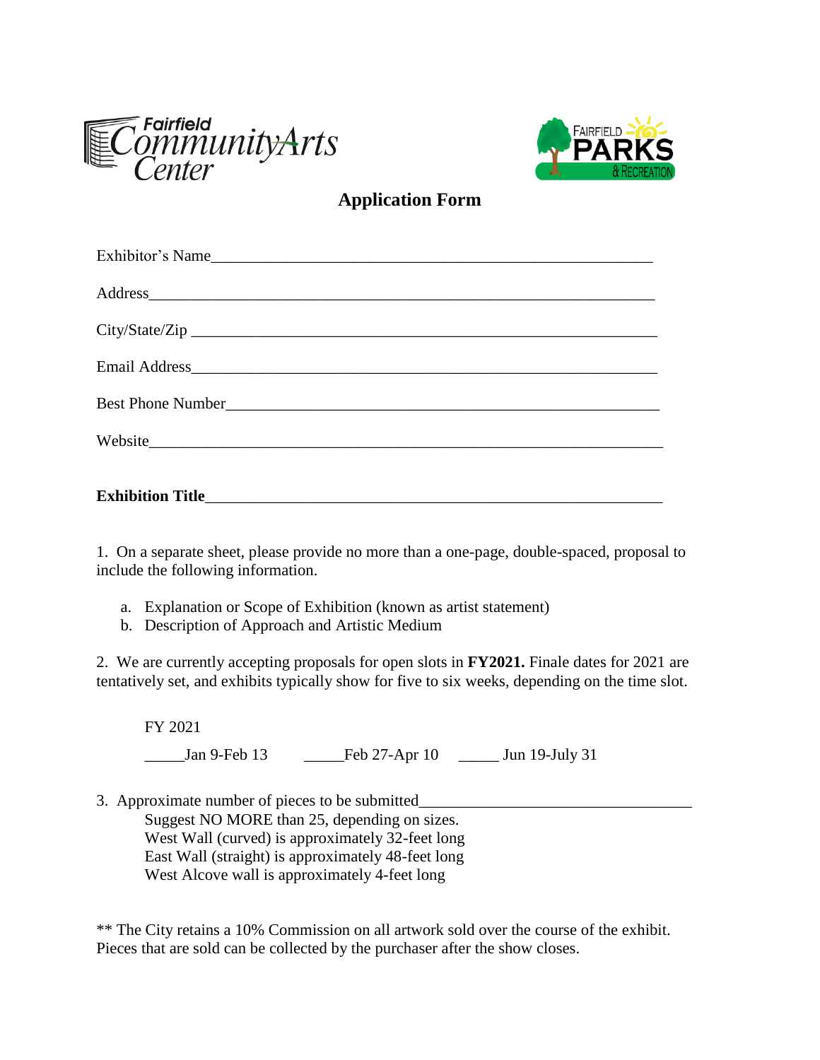Fairfield Community Arts Center

FAIRFIELD PARKS & RECREATION

# Application Form

Exhibitor's Name_______________________________________________________

Address_______________________________________________________________

City/State/Zip __________________________________________________________

Email Address___________________________________________________________

Best Phone Number_______________________________________________________

Website_______________________________________________________________

**Exhibition Title**_______________________________________________________

1. On a separate sheet, please provide no more than a one-page, double-spaced, proposal to include the following information.

   a. Explanation or Scope of Exhibition (known as artist statement)
   b. Description of Approach and Artistic Medium

2. We are currently accepting proposals for open slots in **FY2021.** Finale dates for 2021 are tentatively set, and exhibits typically show for five to six weeks, depending on the time slot.

   FY 2021

   _____Jan 9-Feb 13  _____Feb 27-Apr 10  _____ Jun 19-July 31

3. Approximate number of pieces to be submitted_________________________________

   Suggest NO MORE than 25, depending on sizes.
   West Wall (curved) is approximately 32-feet long
   East Wall (straight) is approximately 48-feet long
   West Alcove wall is approximately 4-feet long

** The City retains a 10% Commission on all artwork sold over the course of the exhibit. Pieces that are sold can be collected by the purchaser after the show closes.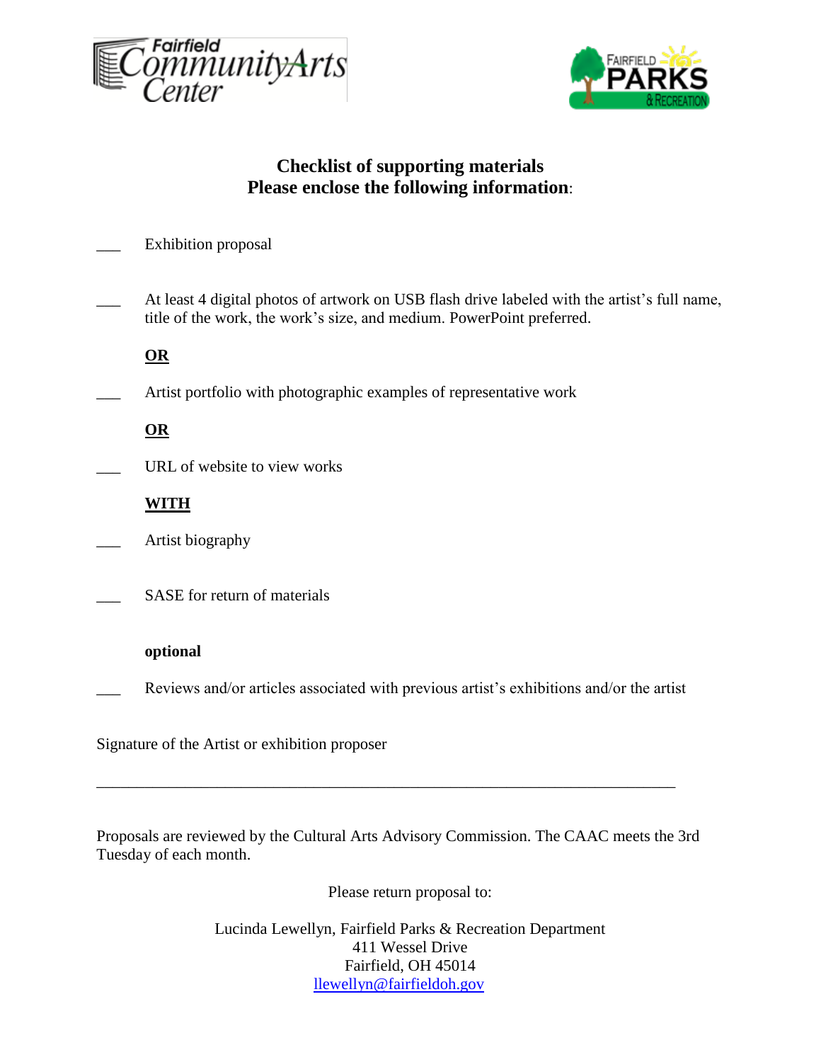Fairfield Community Arts Center

Fairfield Parks & Recreation

## Checklist of supporting materials
## Please enclose the following information:

___ Exhibition proposal

___ At least 4 digital photos of artwork on USB flash drive labeled with the artist's full name, title of the work, the work's size, and medium. PowerPoint preferred.

**OR**

___ Artist portfolio with photographic examples of representative work

**OR**

___ URL of website to view works

**WITH**

___ Artist biography

___ SASE for return of materials

**optional**

___ Reviews and/or articles associated with previous artist's exhibitions and/or the artist

Signature of the Artist or exhibition proposer

_______________________________________________________________________________

Proposals are reviewed by the Cultural Arts Advisory Commission. The CAAC meets the 3rd Tuesday of each month.

Please return proposal to:

Lucinda Lewellyn, Fairfield Parks & Recreation Department
411 Wessel Drive
Fairfield, OH 45014
llewellyn@fairfieldoh.gov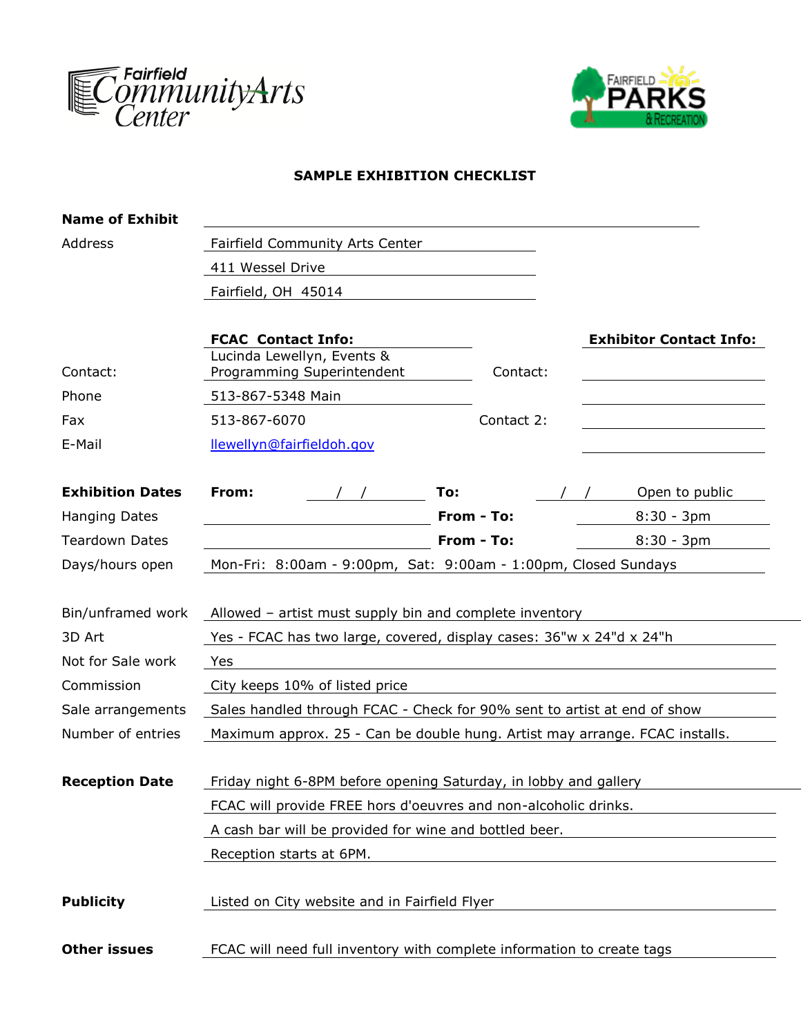Fairfield Community Arts Center

Fairfield Parks & Recreation

## SAMPLE EXHIBITION CHECKLIST

**Name of Exhibit** ____________________

Address: Fairfield Community Arts Center
411 Wessel Drive
Fairfield, OH 45014

| | **FCAC Contact Info:** | | **Exhibitor Contact Info:** |
|---|---|---|---|
| Contact: | Lucinda Lewellyn, Events & Programming Superintendent | Contact: | |
| Phone | 513-867-5348 Main | | |
| Fax | 513-867-6070 | Contact 2: | |
| E-Mail | llewellyn@fairfieldoh.gov | | |

| | | | |
|---|---|---|---|
| **Exhibition Dates** | **From:** / / | **To:** / / | Open to public |
| Hanging Dates | | **From - To:** | 8:30 - 3pm |
| Teardown Dates | | **From - To:** | 8:30 - 3pm |
| Days/hours open | Mon-Fri: 8:00am - 9:00pm, Sat: 9:00am - 1:00pm, Closed Sundays | | |

| | |
|---|---|
| Bin/unframed work | Allowed – artist must supply bin and complete inventory |
| 3D Art | Yes - FCAC has two large, covered, display cases: 36"w x 24"d x 24"h |
| Not for Sale work | Yes |
| Commission | City keeps 10% of listed price |
| Sale arrangements | Sales handled through FCAC - Check for 90% sent to artist at end of show |
| Number of entries | Maximum approx. 25 - Can be double hung. Artist may arrange. FCAC installs. |

**Reception Date**
Friday night 6-8PM before opening Saturday, in lobby and gallery
FCAC will provide FREE hors d'oeuvres and non-alcoholic drinks.
A cash bar will be provided for wine and bottled beer.
Reception starts at 6PM.

**Publicity**
Listed on City website and in Fairfield Flyer

**Other issues**
FCAC will need full inventory with complete information to create tags